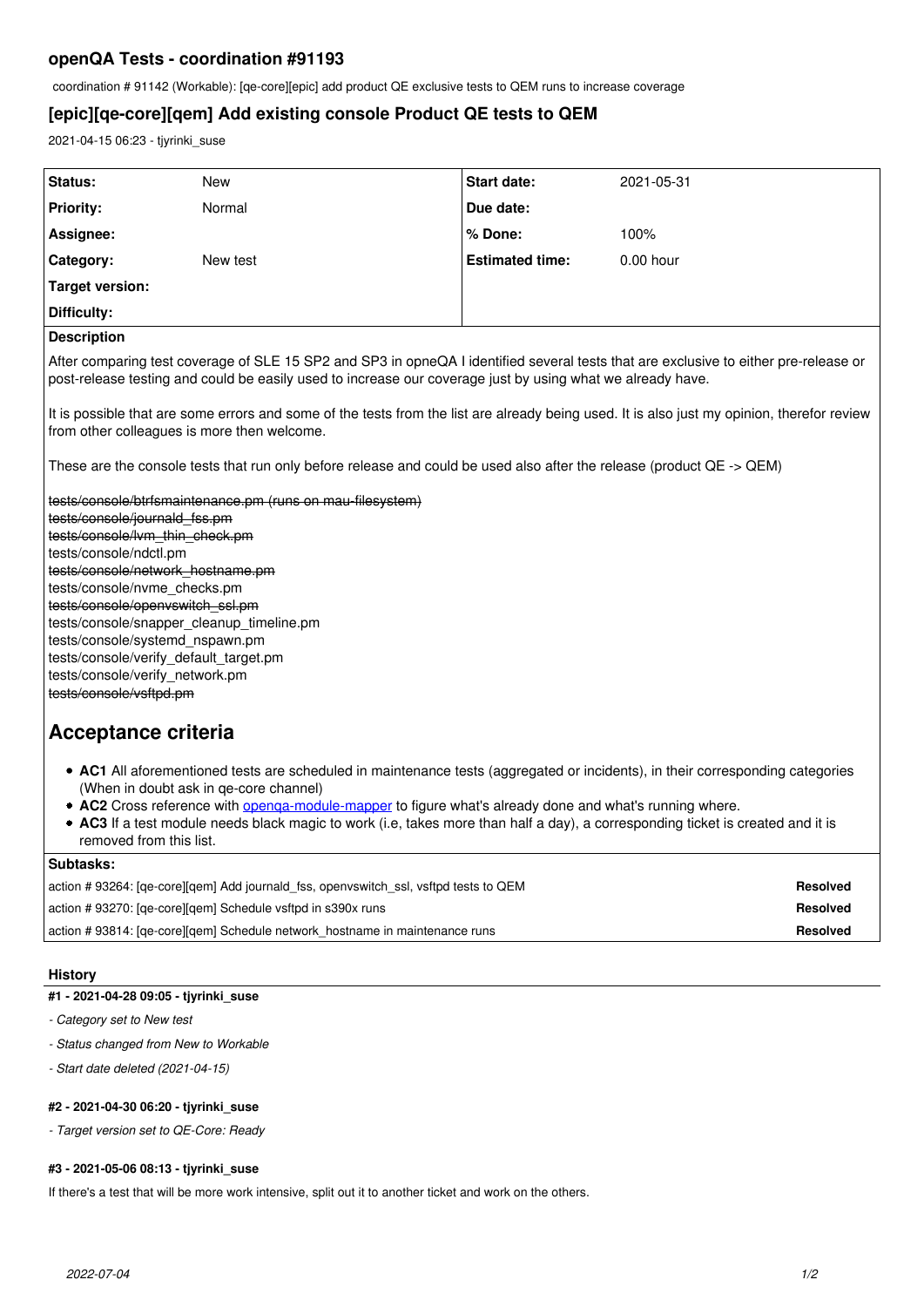# openQA Tests - coordination #91193

coordination # 91142 (Workable): [qe-core][epic] add product QE exclusive tests to QEM runs to increase coverage

## [epic][qe-core][qem] Add existing console Product QE tests to QEM

2021-04-15 06:23 - tjyrinki_suse

| | | | |
|---|---|---|---|
| **Status:** | New | **Start date:** | 2021-05-31 |
| **Priority:** | Normal | **Due date:** | |
| **Assignee:** | | **% Done:** | 100% |
| **Category:** | New test | **Estimated time:** | 0.00 hour |
| **Target version:** | | | |
| **Difficulty:** | | | |

**Description**

After comparing test coverage of SLE 15 SP2 and SP3 in opneQA I identified several tests that are exclusive to either pre-release or post-release testing and could be easily used to increase our coverage just by using what we already have.

It is possible that are some errors and some of the tests from the list are already being used. It is also just my opinion, therefor review from other colleagues is more then welcome.

These are the console tests that run only before release and could be used also after the release (product QE -> QEM)

~~tests/console/btrfsmaintenance.pm (runs on mau-filesystem)~~
~~tests/console/journald_fss.pm~~
~~tests/console/lvm_thin_check.pm~~
tests/console/ndctl.pm
~~tests/console/network_hostname.pm~~
tests/console/nvme_checks.pm
~~tests/console/openvswitch_ssl.pm~~
tests/console/snapper_cleanup_timeline.pm
tests/console/systemd_nspawn.pm
tests/console/verify_default_target.pm
tests/console/verify_network.pm
~~tests/console/vsftpd.pm~~

# Acceptance criteria

- **AC1** All aforementioned tests are scheduled in maintenance tests (aggregated or incidents), in their corresponding categories (When in doubt ask in qe-core channel)
- **AC2** Cross reference with openqa-module-mapper to figure what's already done and what's running where.
- **AC3** If a test module needs black magic to work (i.e, takes more than half a day), a corresponding ticket is created and it is removed from this list.

**Subtasks:**

| | |
|---|---|
| action # 93264: [qe-core][qem] Add journald_fss, openvswitch_ssl, vsftpd tests to QEM | **Resolved** |
| action # 93270: [qe-core][qem] Schedule vsftpd in s390x runs | **Resolved** |
| action # 93814: [qe-core][qem] Schedule network_hostname in maintenance runs | **Resolved** |

### History

#### #1 - 2021-04-28 09:05 - tjyrinki_suse

- *Category set to New test*
- *Status changed from New to Workable*
- *Start date deleted (2021-04-15)*

#### #2 - 2021-04-30 06:20 - tjyrinki_suse

- *Target version set to QE-Core: Ready*

#### #3 - 2021-05-06 08:13 - tjyrinki_suse

If there's a test that will be more work intensive, split out it to another ticket and work on the others.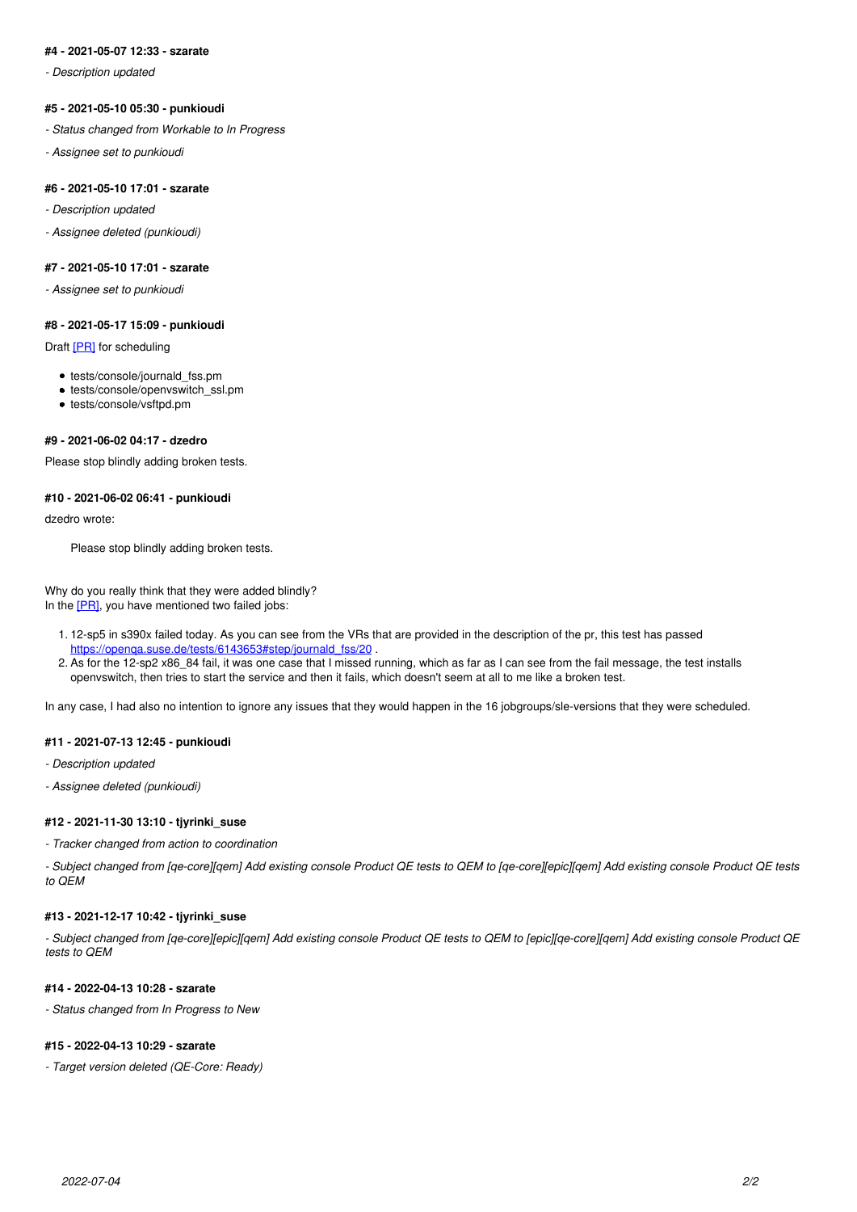#### #4 - 2021-05-07 12:33 - szarate

*- Description updated*

#### #5 - 2021-05-10 05:30 - punkioudi

*- Status changed from Workable to In Progress*

*- Assignee set to punkioudi*

#### #6 - 2021-05-10 17:01 - szarate

*- Description updated*

*- Assignee deleted (punkioudi)*

#### #7 - 2021-05-10 17:01 - szarate

*- Assignee set to punkioudi*

#### #8 - 2021-05-17 15:09 - punkioudi

Draft [PR] for scheduling

- tests/console/journald_fss.pm
- tests/console/openvswitch_ssl.pm
- tests/console/vsftpd.pm

#### #9 - 2021-06-02 04:17 - dzedro

Please stop blindly adding broken tests.

#### #10 - 2021-06-02 06:41 - punkioudi

dzedro wrote:

> Please stop blindly adding broken tests.

Why do you really think that they were added blindly?
In the [PR], you have mentioned two failed jobs:

1. 12-sp5 in s390x failed today. As you can see from the VRs that are provided in the description of the pr, this test has passed https://openqa.suse.de/tests/6143653#step/journal_fss/20 .
2. As for the 12-sp2 x86_84 fail, it was one case that I missed running, which as far as I can see from the fail message, the test installs openvswitch, then tries to start the service and then it fails, which doesn't seem at all to me like a broken test.

In any case, I had also no intention to ignore any issues that they would happen in the 16 jobgroups/sle-versions that they were scheduled.

#### #11 - 2021-07-13 12:45 - punkioudi

*- Description updated*

*- Assignee deleted (punkioudi)*

#### #12 - 2021-11-30 13:10 - tjyrinki_suse

*- Tracker changed from action to coordination*

*- Subject changed from [qe-core][qem] Add existing console Product QE tests to QEM to [qe-core][epic][qem] Add existing console Product QE tests to QEM*

#### #13 - 2021-12-17 10:42 - tjyrinki_suse

*- Subject changed from [qe-core][epic][qem] Add existing console Product QE tests to QEM to [epic][qe-core][qem] Add existing console Product QE tests to QEM*

#### #14 - 2022-04-13 10:28 - szarate

*- Status changed from In Progress to New*

#### #15 - 2022-04-13 10:29 - szarate

*- Target version deleted (QE-Core: Ready)*